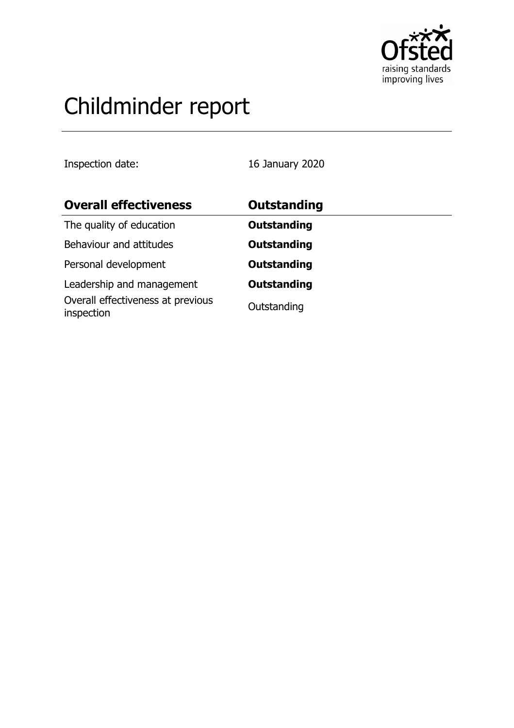# Childminder report

Inspection date: 16 January 2020

| Overall effectiveness | Outstanding |
| --- | --- |
| The quality of education | **Outstanding** |
| Behaviour and attitudes | **Outstanding** |
| Personal development | **Outstanding** |
| Leadership and management | **Outstanding** |
| Overall effectiveness at previous inspection | Outstanding |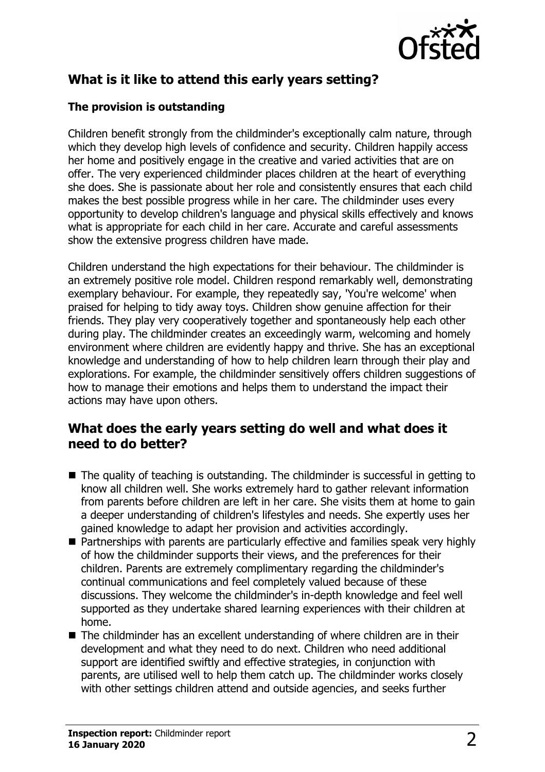## What is it like to attend this early years setting?

### The provision is outstanding

Children benefit strongly from the childminder's exceptionally calm nature, through which they develop high levels of confidence and security. Children happily access her home and positively engage in the creative and varied activities that are on offer. The very experienced childminder places children at the heart of everything she does. She is passionate about her role and consistently ensures that each child makes the best possible progress while in her care. The childminder uses every opportunity to develop children's language and physical skills effectively and knows what is appropriate for each child in her care. Accurate and careful assessments show the extensive progress children have made.

Children understand the high expectations for their behaviour. The childminder is an extremely positive role model. Children respond remarkably well, demonstrating exemplary behaviour. For example, they repeatedly say, 'You're welcome' when praised for helping to tidy away toys. Children show genuine affection for their friends. They play very cooperatively together and spontaneously help each other during play. The childminder creates an exceedingly warm, welcoming and homely environment where children are evidently happy and thrive. She has an exceptional knowledge and understanding of how to help children learn through their play and explorations. For example, the childminder sensitively offers children suggestions of how to manage their emotions and helps them to understand the impact their actions may have upon others.

## What does the early years setting do well and what does it need to do better?

- The quality of teaching is outstanding. The childminder is successful in getting to know all children well. She works extremely hard to gather relevant information from parents before children are left in her care. She visits them at home to gain a deeper understanding of children's lifestyles and needs. She expertly uses her gained knowledge to adapt her provision and activities accordingly.
- Partnerships with parents are particularly effective and families speak very highly of how the childminder supports their views, and the preferences for their children. Parents are extremely complimentary regarding the childminder's continual communications and feel completely valued because of these discussions. They welcome the childminder's in-depth knowledge and feel well supported as they undertake shared learning experiences with their children at home.
- The childminder has an excellent understanding of where children are in their development and what they need to do next. Children who need additional support are identified swiftly and effective strategies, in conjunction with parents, are utilised well to help them catch up. The childminder works closely with other settings children attend and outside agencies, and seeks further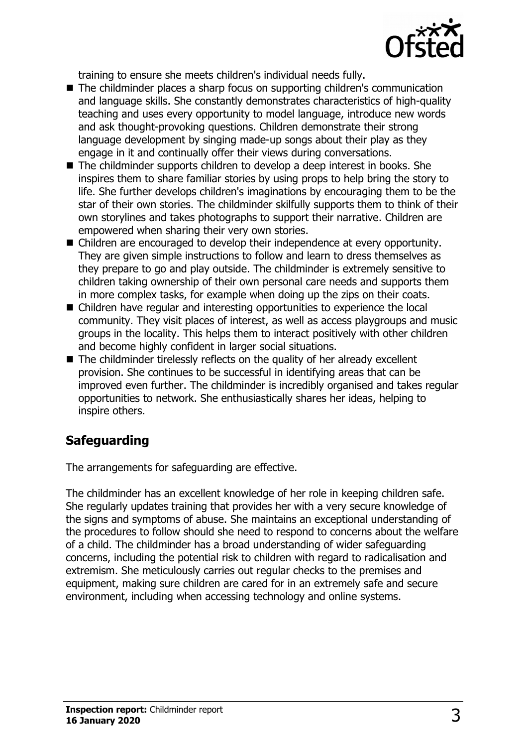training to ensure she meets children's individual needs fully.

- The childminder places a sharp focus on supporting children's communication and language skills. She constantly demonstrates characteristics of high-quality teaching and uses every opportunity to model language, introduce new words and ask thought-provoking questions. Children demonstrate their strong language development by singing made-up songs about their play as they engage in it and continually offer their views during conversations.
- The childminder supports children to develop a deep interest in books. She inspires them to share familiar stories by using props to help bring the story to life. She further develops children's imaginations by encouraging them to be the star of their own stories. The childminder skilfully supports them to think of their own storylines and takes photographs to support their narrative. Children are empowered when sharing their very own stories.
- Children are encouraged to develop their independence at every opportunity. They are given simple instructions to follow and learn to dress themselves as they prepare to go and play outside. The childminder is extremely sensitive to children taking ownership of their own personal care needs and supports them in more complex tasks, for example when doing up the zips on their coats.
- Children have regular and interesting opportunities to experience the local community. They visit places of interest, as well as access playgroups and music groups in the locality. This helps them to interact positively with other children and become highly confident in larger social situations.
- The childminder tirelessly reflects on the quality of her already excellent provision. She continues to be successful in identifying areas that can be improved even further. The childminder is incredibly organised and takes regular opportunities to network. She enthusiastically shares her ideas, helping to inspire others.

## Safeguarding

The arrangements for safeguarding are effective.

The childminder has an excellent knowledge of her role in keeping children safe. She regularly updates training that provides her with a very secure knowledge of the signs and symptoms of abuse. She maintains an exceptional understanding of the procedures to follow should she need to respond to concerns about the welfare of a child. The childminder has a broad understanding of wider safeguarding concerns, including the potential risk to children with regard to radicalisation and extremism. She meticulously carries out regular checks to the premises and equipment, making sure children are cared for in an extremely safe and secure environment, including when accessing technology and online systems.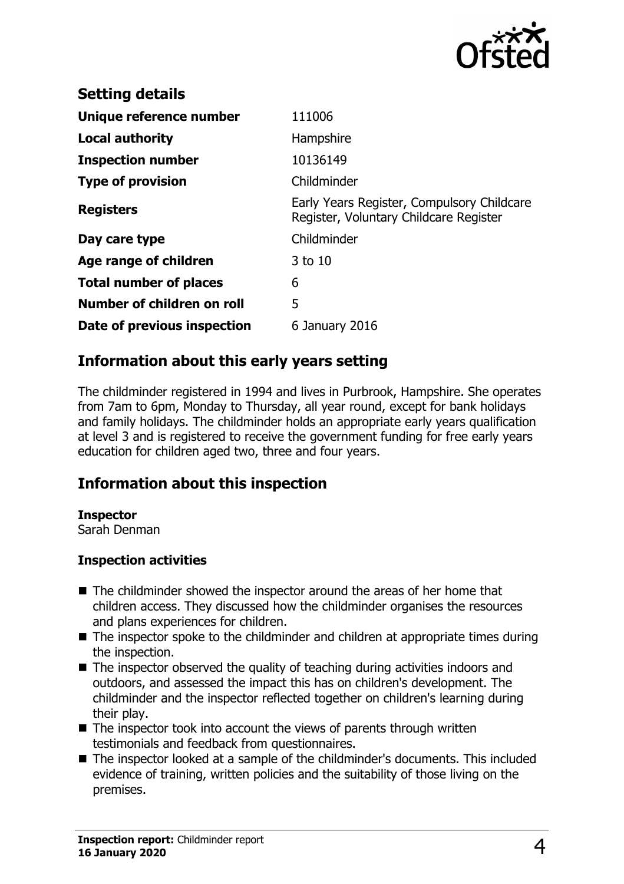## Setting details

| | |
|---|---|
| **Unique reference number** | 111006 |
| **Local authority** | Hampshire |
| **Inspection number** | 10136149 |
| **Type of provision** | Childminder |
| **Registers** | Early Years Register, Compulsory Childcare Register, Voluntary Childcare Register |
| **Day care type** | Childminder |
| **Age range of children** | 3 to 10 |
| **Total number of places** | 6 |
| **Number of children on roll** | 5 |
| **Date of previous inspection** | 6 January 2016 |

## Information about this early years setting

The childminder registered in 1994 and lives in Purbrook, Hampshire. She operates from 7am to 6pm, Monday to Thursday, all year round, except for bank holidays and family holidays. The childminder holds an appropriate early years qualification at level 3 and is registered to receive the government funding for free early years education for children aged two, three and four years.

## Information about this inspection

**Inspector**
Sarah Denman

**Inspection activities**

- The childminder showed the inspector around the areas of her home that children access. They discussed how the childminder organises the resources and plans experiences for children.
- The inspector spoke to the childminder and children at appropriate times during the inspection.
- The inspector observed the quality of teaching during activities indoors and outdoors, and assessed the impact this has on children's development. The childminder and the inspector reflected together on children's learning during their play.
- The inspector took into account the views of parents through written testimonials and feedback from questionnaires.
- The inspector looked at a sample of the childminder's documents. This included evidence of training, written policies and the suitability of those living on the premises.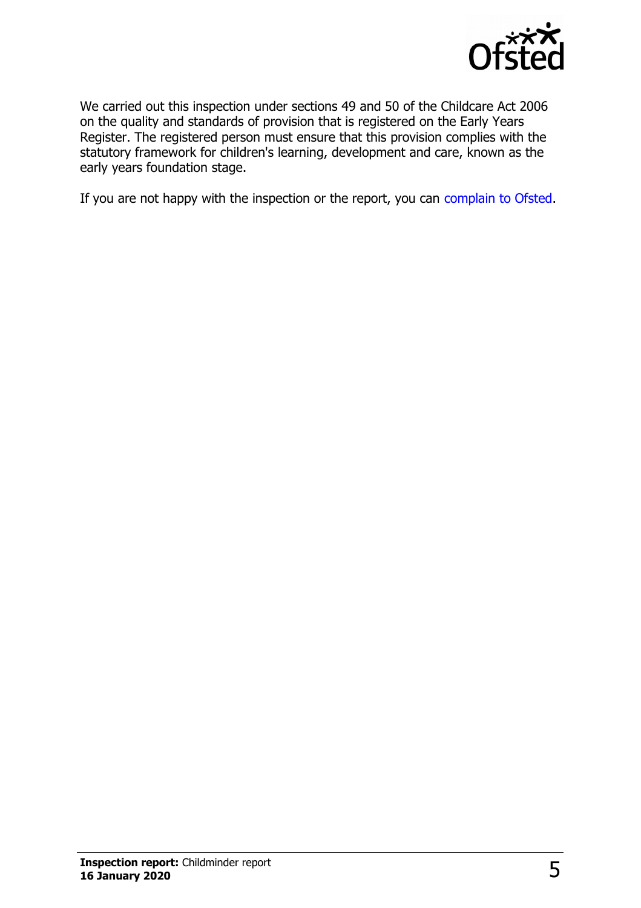We carried out this inspection under sections 49 and 50 of the Childcare Act 2006 on the quality and standards of provision that is registered on the Early Years Register. The registered person must ensure that this provision complies with the statutory framework for children's learning, development and care, known as the early years foundation stage.

If you are not happy with the inspection or the report, you can complain to Ofsted.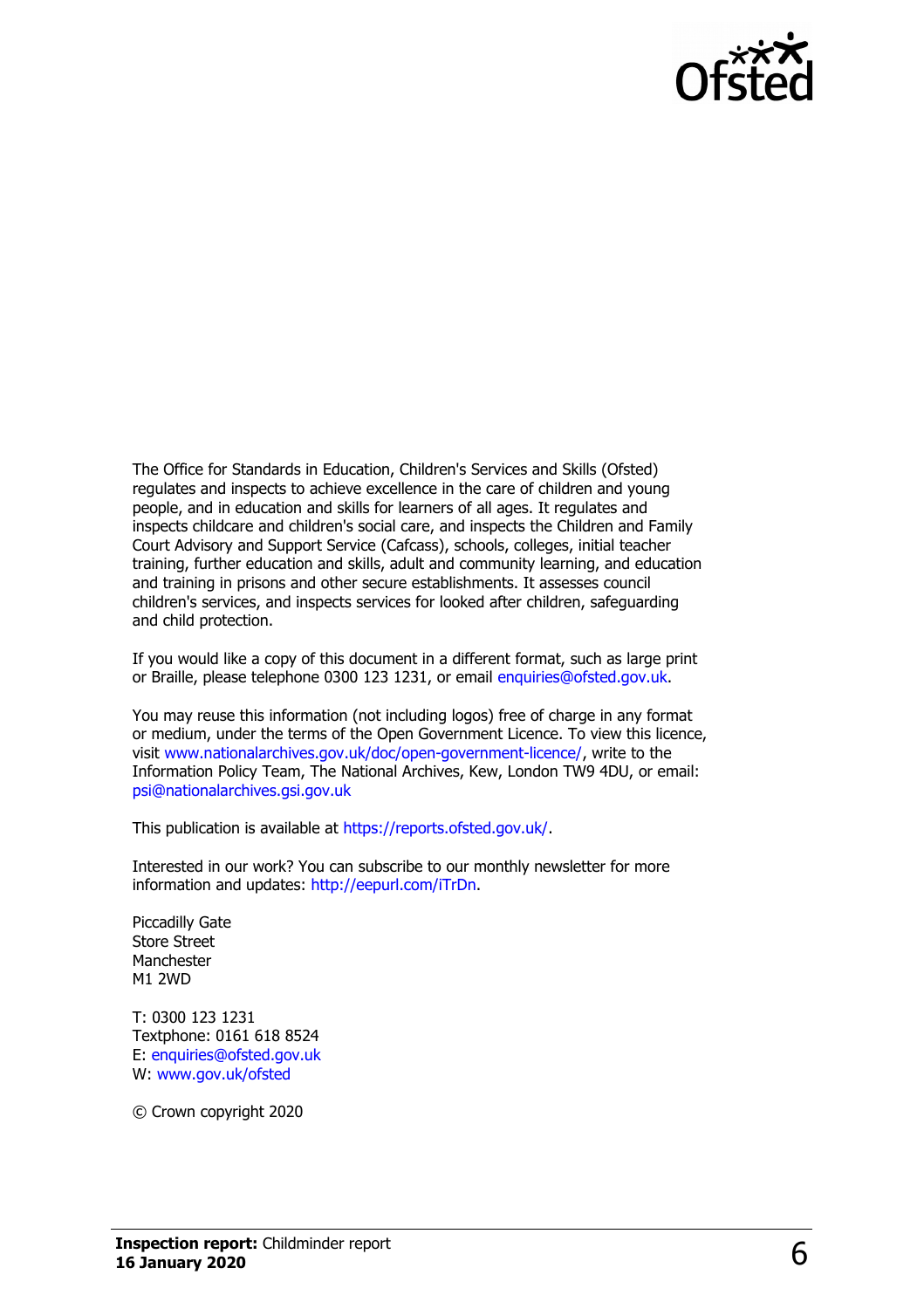The Office for Standards in Education, Children's Services and Skills (Ofsted) regulates and inspects to achieve excellence in the care of children and young people, and in education and skills for learners of all ages. It regulates and inspects childcare and children's social care, and inspects the Children and Family Court Advisory and Support Service (Cafcass), schools, colleges, initial teacher training, further education and skills, adult and community learning, and education and training in prisons and other secure establishments. It assesses council children's services, and inspects services for looked after children, safeguarding and child protection.

If you would like a copy of this document in a different format, such as large print or Braille, please telephone 0300 123 1231, or email enquiries@ofsted.gov.uk.

You may reuse this information (not including logos) free of charge in any format or medium, under the terms of the Open Government Licence. To view this licence, visit www.nationalarchives.gov.uk/doc/open-government-licence/, write to the Information Policy Team, The National Archives, Kew, London TW9 4DU, or email: psi@nationalarchives.gsi.gov.uk

This publication is available at https://reports.ofsted.gov.uk/.

Interested in our work? You can subscribe to our monthly newsletter for more information and updates: http://eepurl.com/iTrDn.

Piccadilly Gate  
Store Street  
Manchester  
M1 2WD

T: 0300 123 1231  
Textphone: 0161 618 8524  
E: enquiries@ofsted.gov.uk  
W: www.gov.uk/ofsted

© Crown copyright 2020